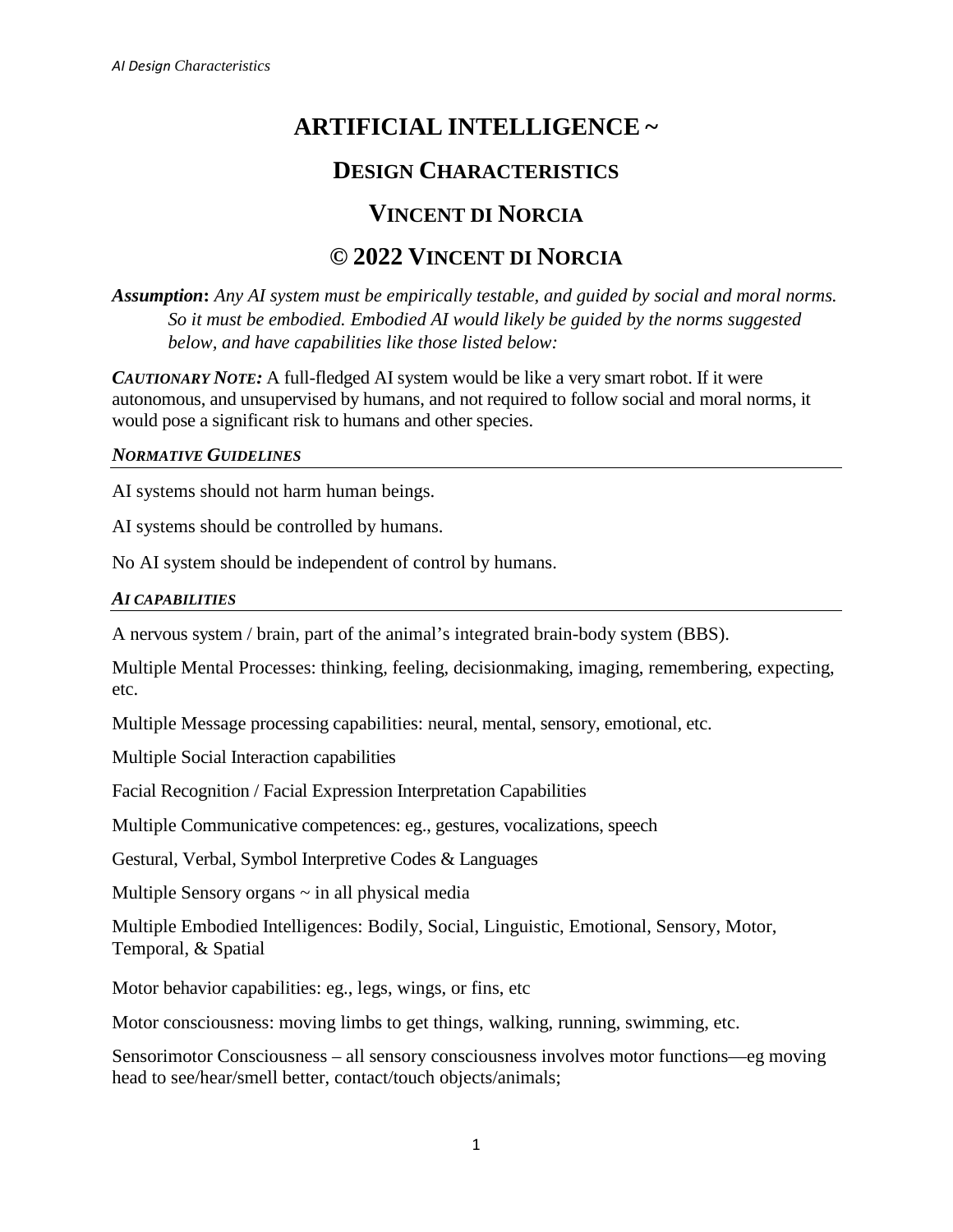# ARTIFICIAL INTELLIGENCE ~

## DESIGN CHARACTERISTICS

## VINCENT DI NORCIA

## © 2022 VINCENT DI NORCIA

***Assumption*:** *Any AI system must be empirically testable, and guided by social and moral norms. So it must be embodied. Embodied AI would likely be guided by the norms suggested below, and have capabilities like those listed below:*

***CAUTIONARY NOTE:*** A full-fledged AI system would be like a very smart robot. If it were autonomous, and unsupervised by humans, and not required to follow social and moral norms, it would pose a significant risk to humans and other species.

### *NORMATIVE GUIDELINES*

AI systems should not harm human beings.

AI systems should be controlled by humans.

No AI system should be independent of control by humans.

### *AI CAPABILITIES*

A nervous system / brain, part of the animal's integrated brain-body system (BBS).

Multiple Mental Processes: thinking, feeling, decisionmaking, imaging, remembering, expecting, etc.

Multiple Message processing capabilities: neural, mental, sensory, emotional, etc.

Multiple Social Interaction capabilities

Facial Recognition / Facial Expression Interpretation Capabilities

Multiple Communicative competences: eg., gestures, vocalizations, speech

Gestural, Verbal, Symbol Interpretive Codes & Languages

Multiple Sensory organs ~ in all physical media

Multiple Embodied Intelligences: Bodily, Social, Linguistic, Emotional, Sensory, Motor, Temporal, & Spatial

Motor behavior capabilities: eg., legs, wings, or fins, etc

Motor consciousness: moving limbs to get things, walking, running, swimming, etc.

Sensorimotor Consciousness – all sensory consciousness involves motor functions—eg moving head to see/hear/smell better, contact/touch objects/animals;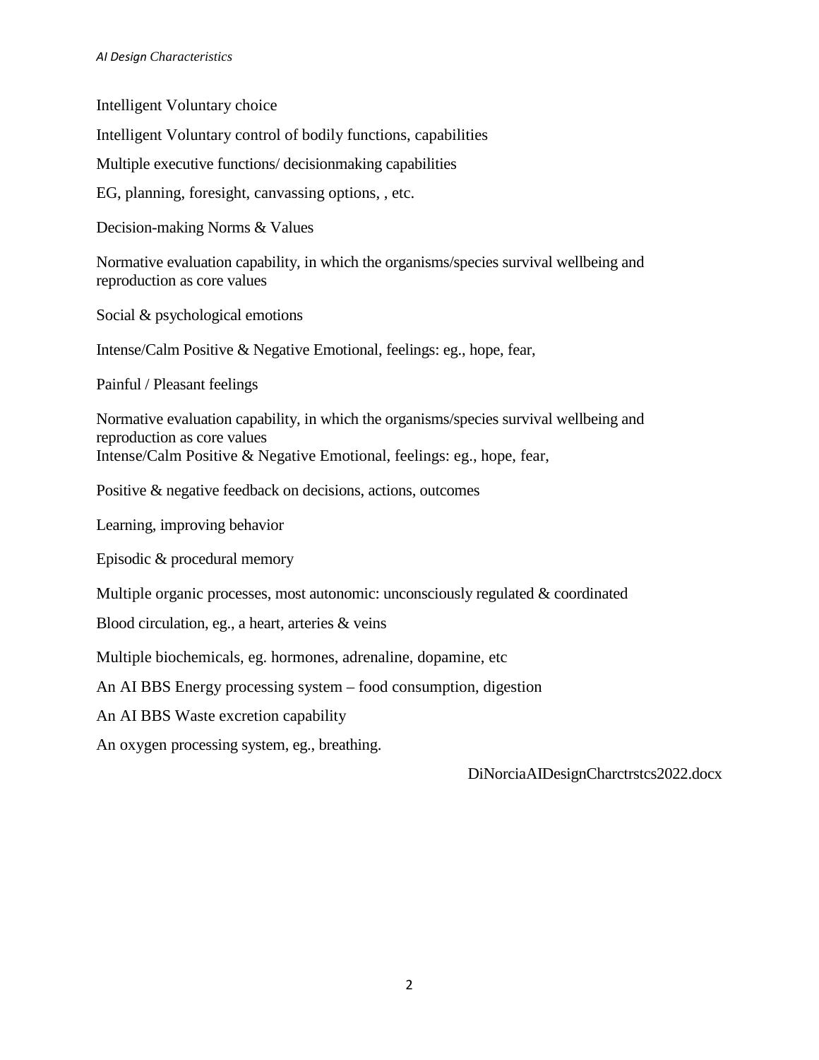Intelligent Voluntary choice

Intelligent Voluntary control of bodily functions, capabilities

Multiple executive functions/ decisionmaking capabilities

EG, planning, foresight, canvassing options, , etc.

Decision-making Norms & Values

Normative evaluation capability, in which the organisms/species survival wellbeing and reproduction as core values

Social & psychological emotions

Intense/Calm Positive & Negative Emotional, feelings: eg., hope, fear,

Painful / Pleasant feelings

Normative evaluation capability, in which the organisms/species survival wellbeing and reproduction as core values
Intense/Calm Positive & Negative Emotional, feelings: eg., hope, fear,

Positive & negative feedback on decisions, actions, outcomes

Learning, improving behavior

Episodic & procedural memory

Multiple organic processes, most autonomic: unconsciously regulated & coordinated

Blood circulation, eg., a heart, arteries & veins

Multiple biochemicals, eg. hormones, adrenaline, dopamine, etc

An AI BBS Energy processing system – food consumption, digestion

An AI BBS Waste excretion capability

An oxygen processing system, eg., breathing.

DiNorciaAIDesignCharctrstcs2022.docx